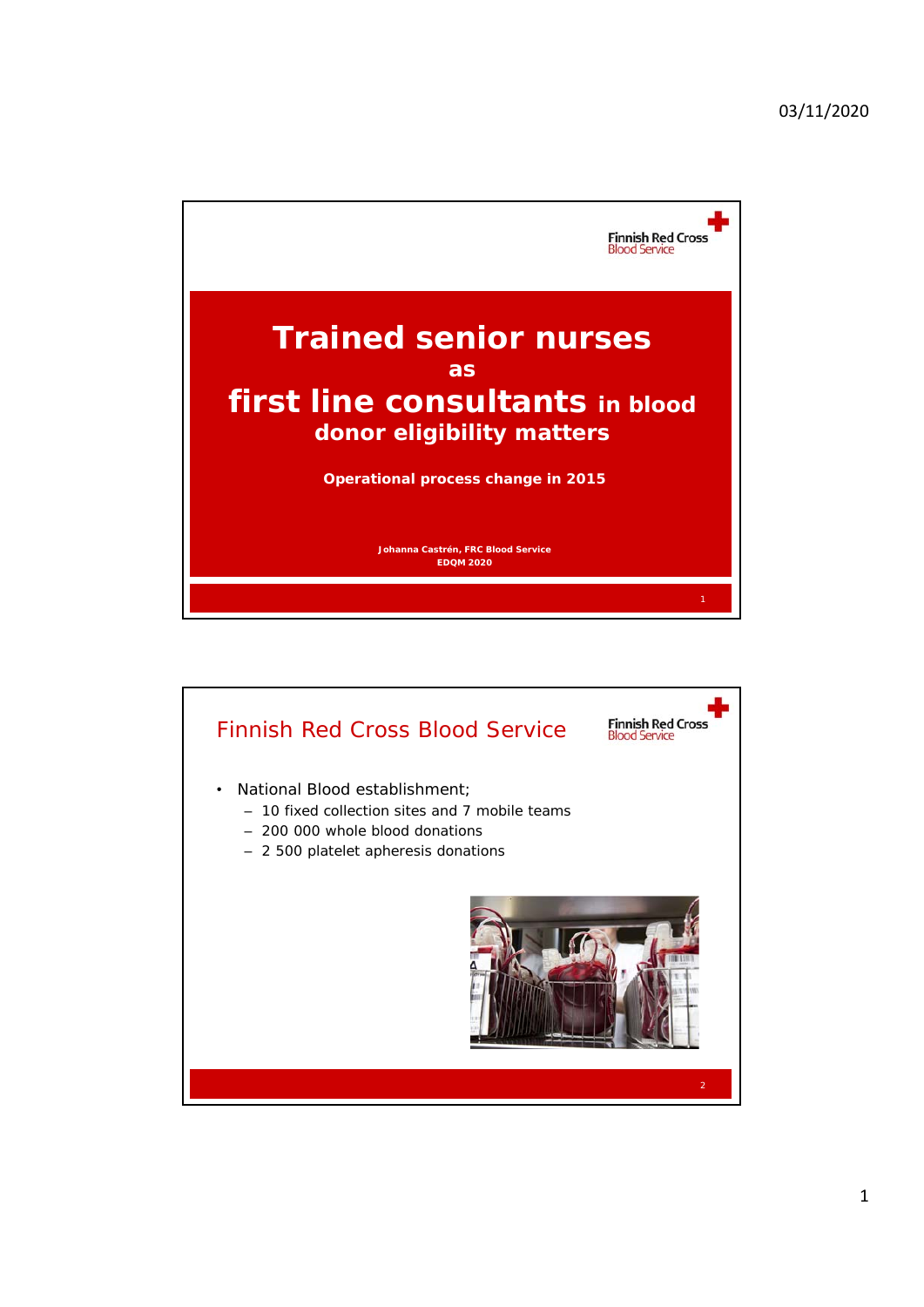# Trained senior nurses as first line consultants in blood donor eligibility matters

**Operational process change in 2015**

**Johanna Castrén, FRC Blood Service**
**EDQM 2020**

## Finnish Red Cross Blood Service

- National Blood establishment;
  - 10 fixed collection sites and 7 mobile teams
  - 200 000 whole blood donations
  - 2 500 platelet apheresis donations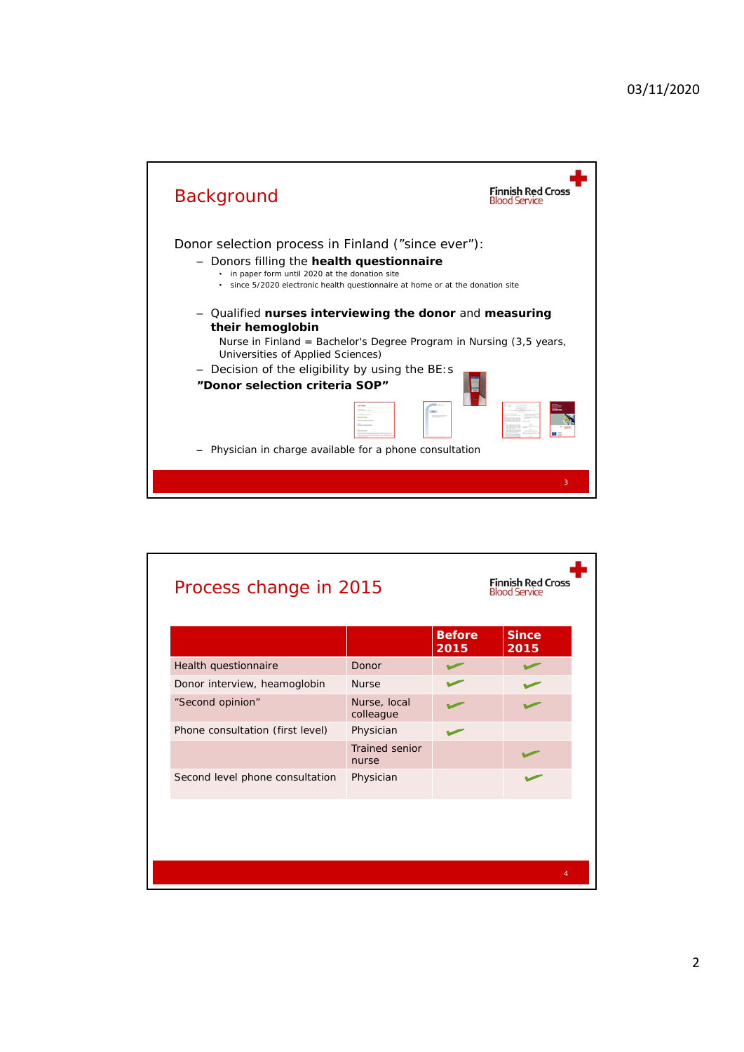## Background

Donor selection process in Finland ("since ever"):

- Donors filling the **health questionnaire**
  - in paper form until 2020 at the donation site
  - since 5/2020 electronic health questionnaire at home or at the donation site
- Qualified **nurses interviewing the donor** and **measuring their hemoglobin**
  Nurse in Finland = Bachelor's Degree Program in Nursing (3,5 years, Universities of Applied Sciences)
- Decision of the eligibility by using the BE:s **"Donor selection criteria SOP"**
- Physician in charge available for a phone consultation

## Process change in 2015

| | | Before 2015 | Since 2015 |
|---|---|---|---|
| Health questionnaire | Donor | ✓ | ✓ |
| Donor interview, heamoglobin | Nurse | ✓ | ✓ |
| "Second opinion" | Nurse, local colleague | ✓ | ✓ |
| Phone consultation (first level) | Physician | ✓ | |
| | Trained senior nurse | | ✓ |
| Second level phone consultation | Physician | | ✓ |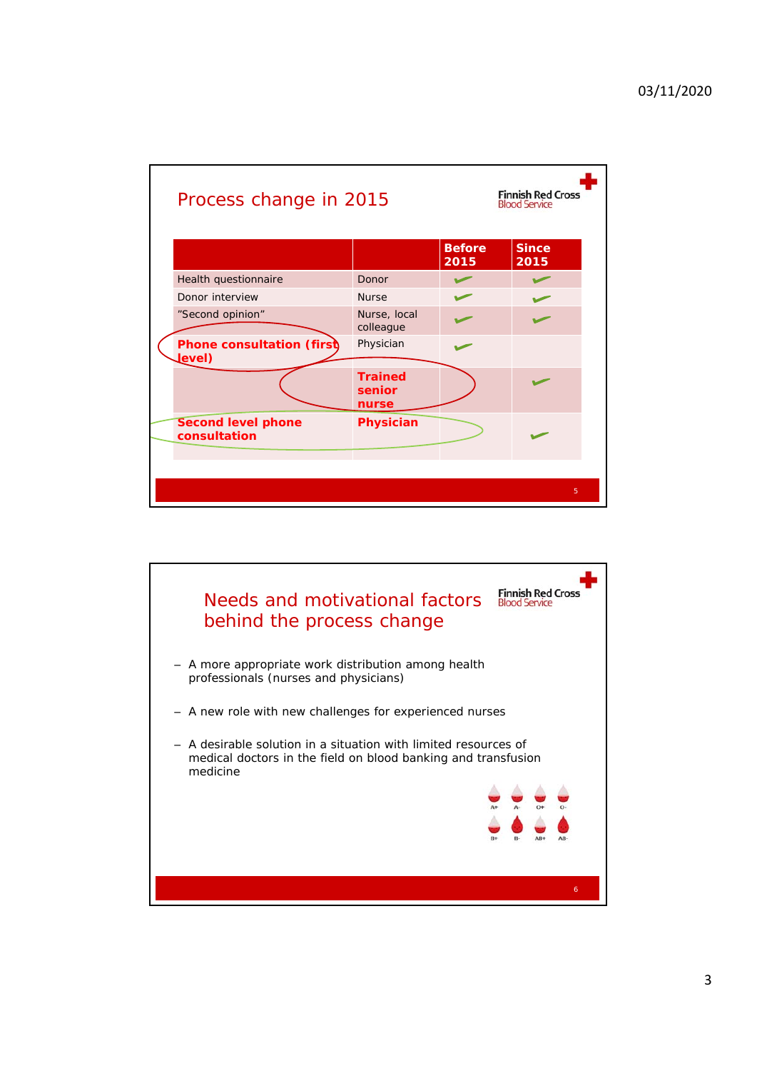## Process change in 2015

| | | Before 2015 | Since 2015 |
|---|---|---|---|
| Health questionnaire | Donor | ✓ | ✓ |
| Donor interview | Nurse | ✓ | ✓ |
| "Second opinion" | Nurse, local colleague | ✓ | ✓ |
| **Phone consultation (first level)** | Physician | ✓ | |
| | **Trained senior nurse** | | ✓ |
| **Second level phone consultation** | **Physician** | | ✓ |

## Needs and motivational factors behind the process change

- A more appropriate work distribution among health professionals (nurses and physicians)
- A new role with new challenges for experienced nurses
- A desirable solution in a situation with limited resources of medical doctors in the field on blood banking and transfusion medicine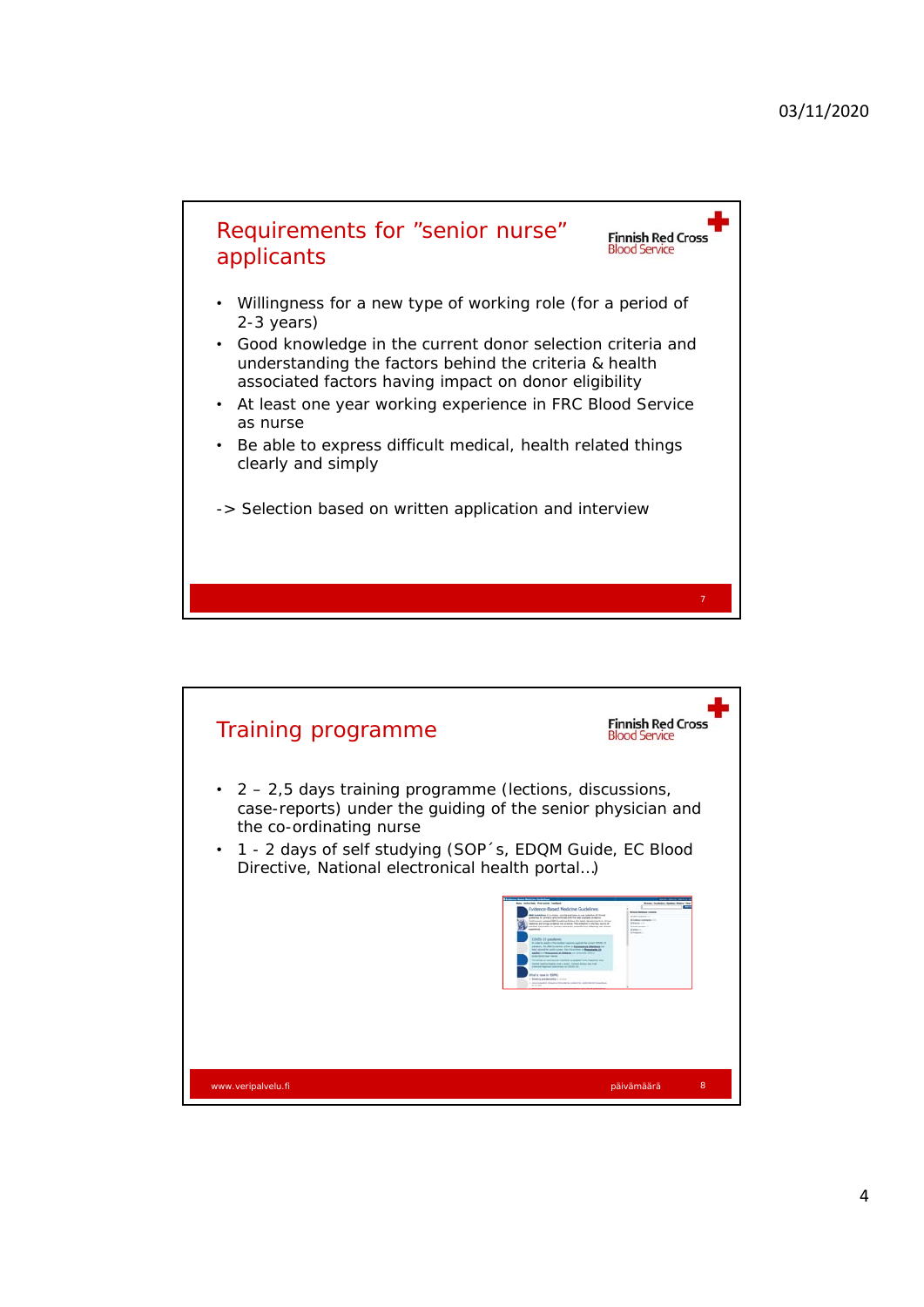## Requirements for "senior nurse" applicants

- Willingness for a new type of working role (for a period of 2-3 years)
- Good knowledge in the current donor selection criteria and understanding the factors behind the criteria & health associated factors having impact on donor eligibility
- At least one year working experience in FRC Blood Service as nurse
- Be able to express difficult medical, health related things clearly and simply

-> Selection based on written application and interview

## Training programme

- 2 – 2,5 days training programme (lections, discussions, case-reports) under the guiding of the senior physician and the co-ordinating nurse
- 1 - 2 days of self studying (SOP´s, EDQM Guide, EC Blood Directive, National electronical health portal…)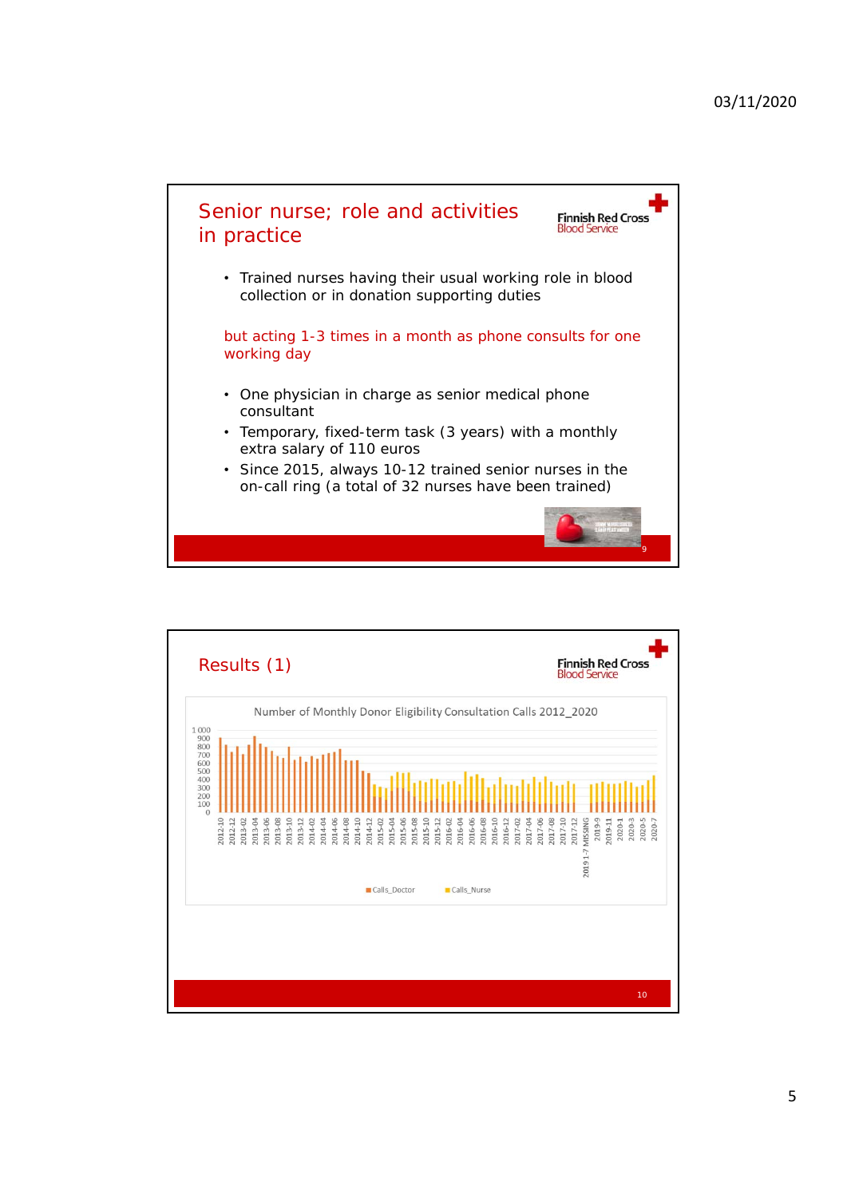## Senior nurse; role and activities in practice

- Trained nurses having their usual working role in blood collection or in donation supporting duties

but acting 1-3 times in a month as phone consults for one working day

- One physician in charge as senior medical phone consultant
- Temporary, fixed-term task (3 years) with a monthly extra salary of 110 euros
- Since 2015, always 10-12 trained senior nurses in the on-call ring (a total of 32 nurses have been trained)

## Results (1)

Number of Monthly Donor Eligibility Consultation Calls 2012_2020

Calls_Doctor, Calls_Nurse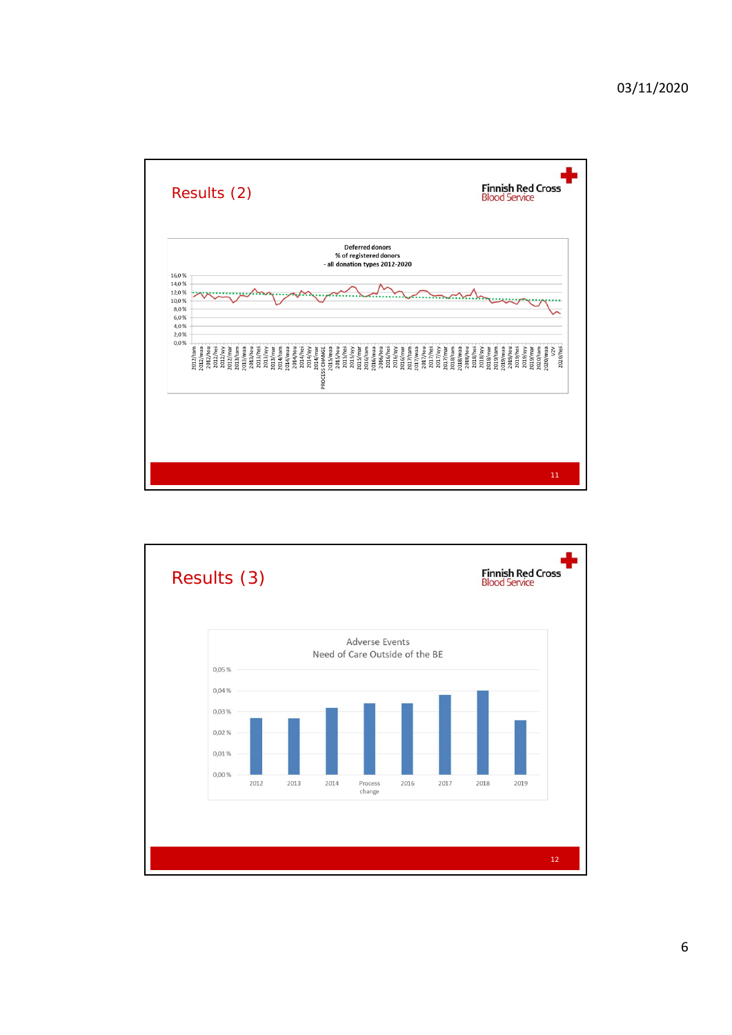## Results (2)

Finnish Red Cross
Blood Service

Deferred donors
% of registered donors
- all donation types 2012-2020

## Results (3)

Finnish Red Cross
Blood Service

Adverse Events
Need of Care Outside of the BE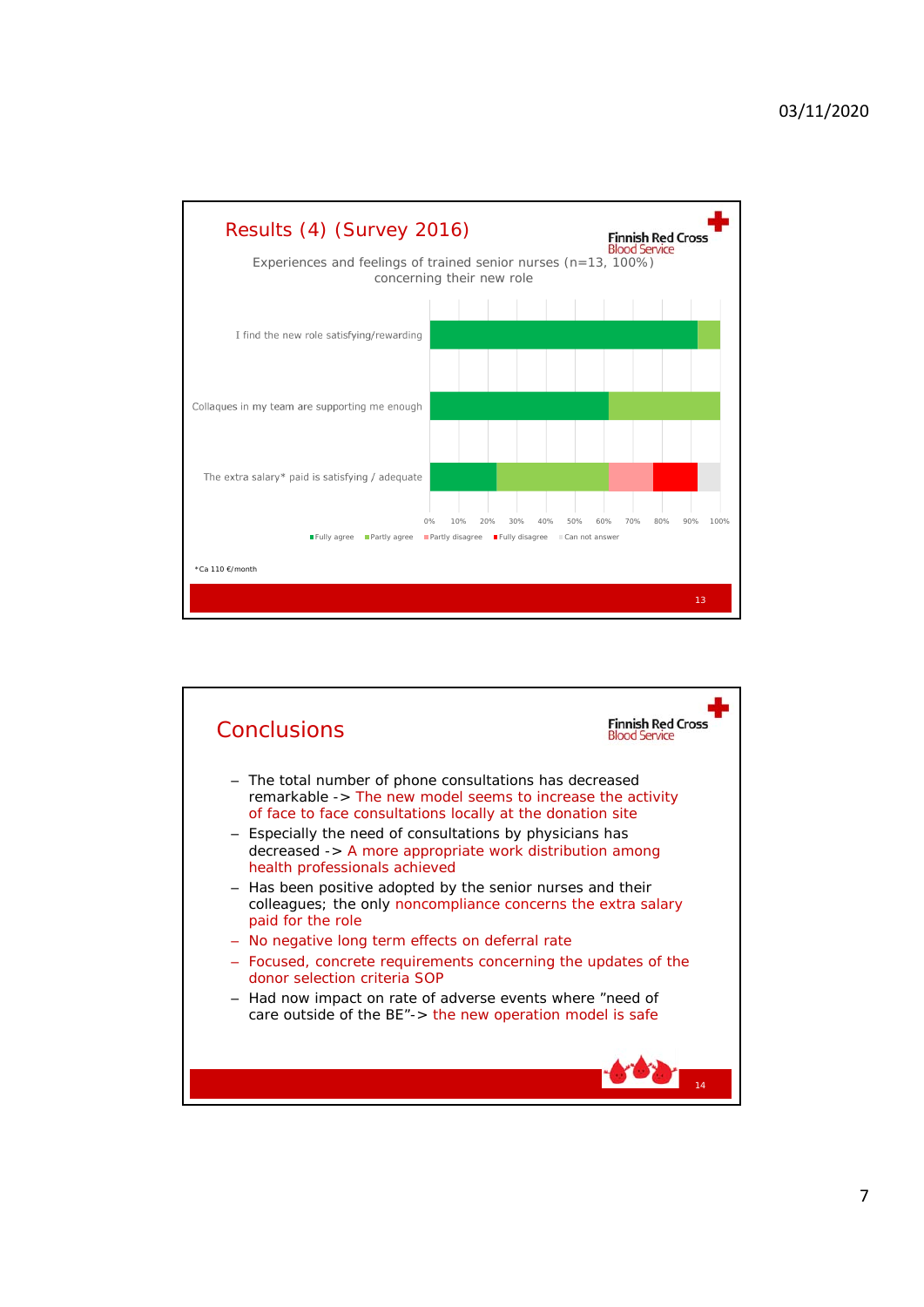## Results (4) (Survey 2016)

Experiences and feelings of trained senior nurses (n=13, 100%) concerning their new role

| | Fully agree | Partly agree | Partly disagree | Fully disagree | Can not answer |
|---|---|---|---|---|---|
| I find the new role satisfying/rewarding | ~92% | ~8% | | | |
| Collaques in my team are supporting me enough | ~62% | ~38% | | | |
| The extra salary* paid is satisfying / adequate | ~23% | ~38% | ~15% | ~15% | ~8% |

*Ca 110 €/month

## Conclusions

- The total number of phone consultations has decreased remarkable -> The new model seems to increase the activity of face to face consultations locally at the donation site
- Especially the need of consultations by physicians has decreased -> A more appropriate work distribution among health professionals achieved
- Has been positive adopted by the senior nurses and their colleagues; the only noncompliance concerns the extra salary paid for the role
- No negative long term effects on deferral rate
- Focused, concrete requirements concerning the updates of the donor selection criteria SOP
- Had now impact on rate of adverse events where "need of care outside of the BE"-> the new operation model is safe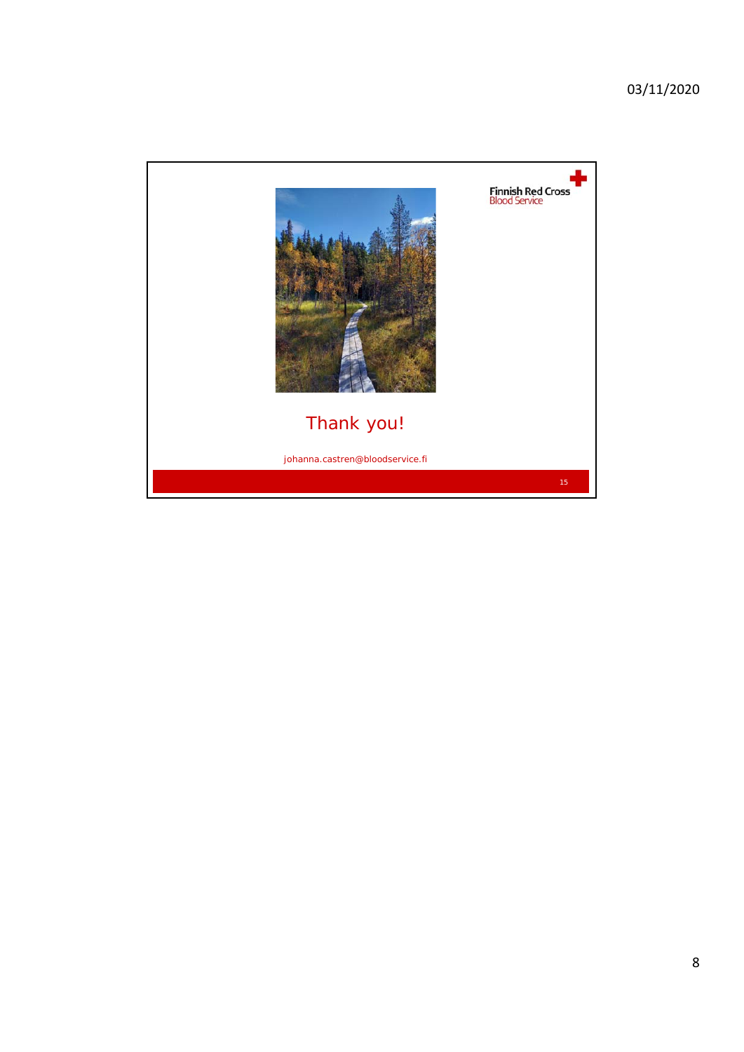Finnish Red Cross
Blood Service

Thank you!

johanna.castren@bloodservice.fi